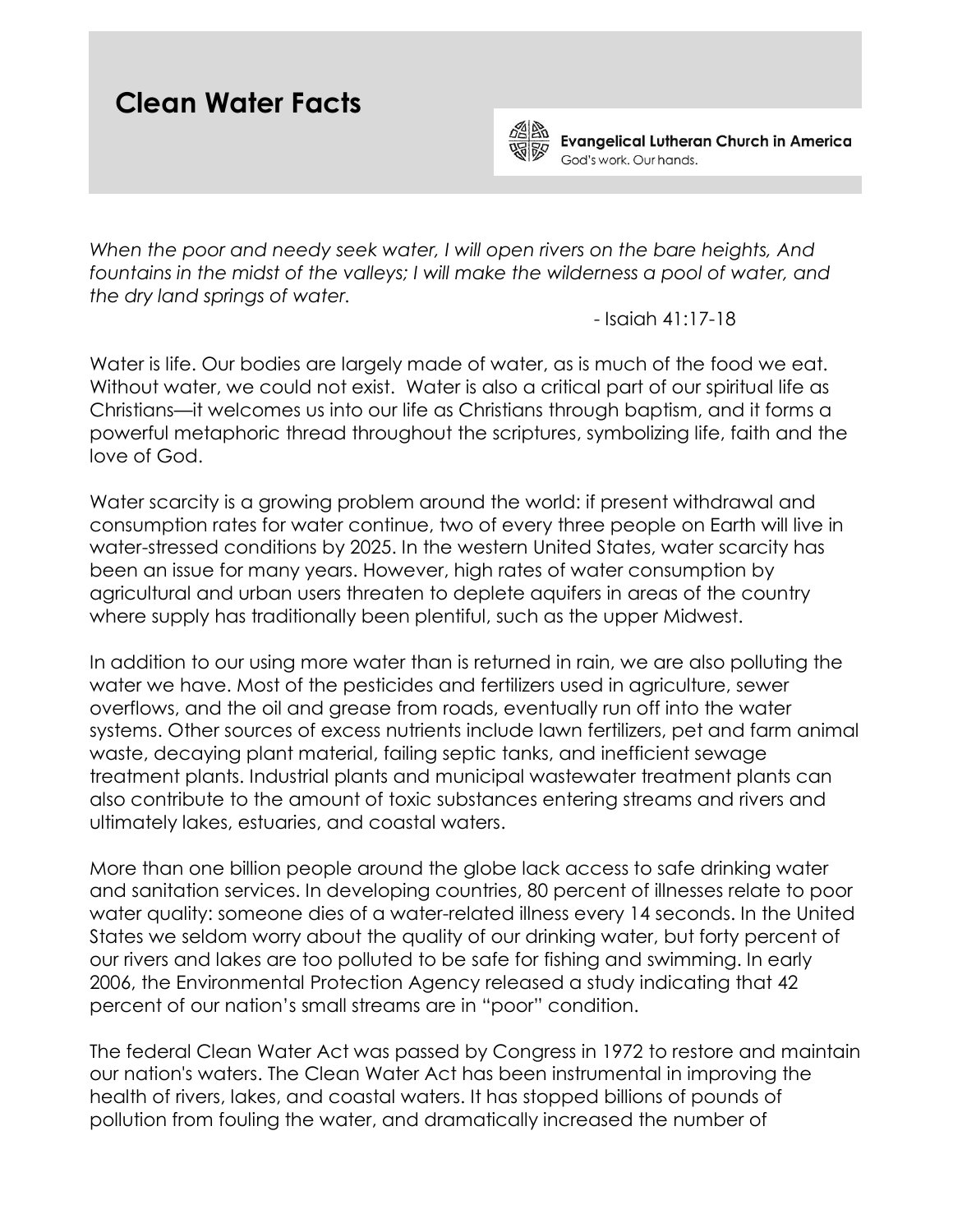# Clean Water Facts

**Evangelical Lutheran Church in America**
God's work. Our hands.

*When the poor and needy seek water, I will open rivers on the bare heights, And fountains in the midst of the valleys; I will make the wilderness a pool of water, and the dry land springs of water.*

- Isaiah 41:17-18

Water is life. Our bodies are largely made of water, as is much of the food we eat. Without water, we could not exist. Water is also a critical part of our spiritual life as Christians—it welcomes us into our life as Christians through baptism, and it forms a powerful metaphoric thread throughout the scriptures, symbolizing life, faith and the love of God.

Water scarcity is a growing problem around the world: if present withdrawal and consumption rates for water continue, two of every three people on Earth will live in water-stressed conditions by 2025. In the western United States, water scarcity has been an issue for many years. However, high rates of water consumption by agricultural and urban users threaten to deplete aquifers in areas of the country where supply has traditionally been plentiful, such as the upper Midwest.

In addition to our using more water than is returned in rain, we are also polluting the water we have. Most of the pesticides and fertilizers used in agriculture, sewer overflows, and the oil and grease from roads, eventually run off into the water systems. Other sources of excess nutrients include lawn fertilizers, pet and farm animal waste, decaying plant material, failing septic tanks, and inefficient sewage treatment plants. Industrial plants and municipal wastewater treatment plants can also contribute to the amount of toxic substances entering streams and rivers and ultimately lakes, estuaries, and coastal waters.

More than one billion people around the globe lack access to safe drinking water and sanitation services. In developing countries, 80 percent of illnesses relate to poor water quality: someone dies of a water-related illness every 14 seconds. In the United States we seldom worry about the quality of our drinking water, but forty percent of our rivers and lakes are too polluted to be safe for fishing and swimming. In early 2006, the Environmental Protection Agency released a study indicating that 42 percent of our nation's small streams are in "poor" condition.

The federal Clean Water Act was passed by Congress in 1972 to restore and maintain our nation's waters. The Clean Water Act has been instrumental in improving the health of rivers, lakes, and coastal waters. It has stopped billions of pounds of pollution from fouling the water, and dramatically increased the number of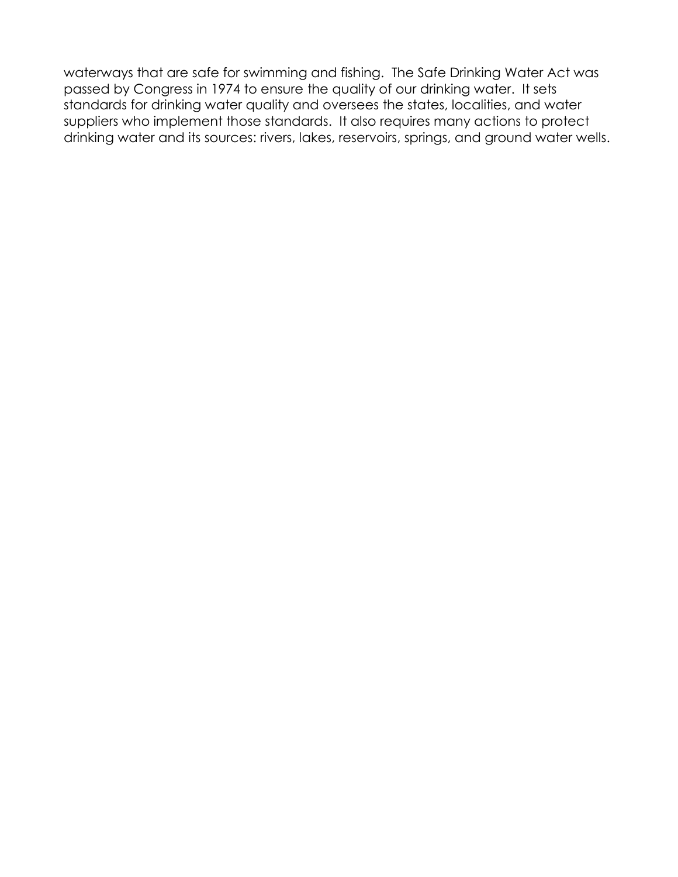waterways that are safe for swimming and fishing. The Safe Drinking Water Act was passed by Congress in 1974 to ensure the quality of our drinking water. It sets standards for drinking water quality and oversees the states, localities, and water suppliers who implement those standards. It also requires many actions to protect drinking water and its sources: rivers, lakes, reservoirs, springs, and ground water wells.